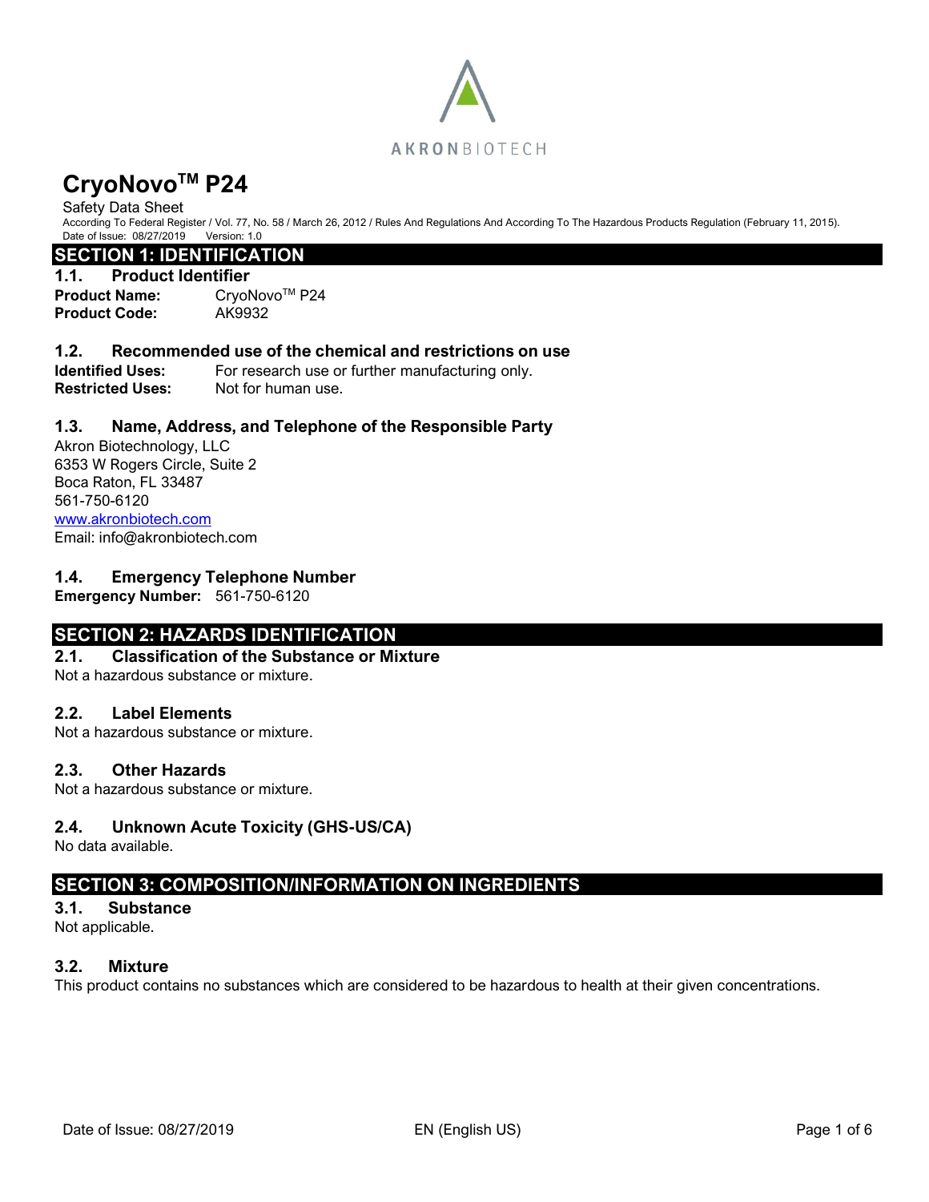AKRONBIOTECH

# CryoNovo™ P24

Safety Data Sheet

According To Federal Register / Vol. 77, No. 58 / March 26, 2012 / Rules And Regulations And According To The Hazardous Products Regulation (February 11, 2015).

Date of Issue: 08/27/2019 Version: 1.0

## SECTION 1: IDENTIFICATION

### 1.1. Product Identifier

**Product Name:** CryoNovo™ P24

**Product Code:** AK9932

### 1.2. Recommended use of the chemical and restrictions on use

**Identified Uses:** For research use or further manufacturing only.

**Restricted Uses:** Not for human use.

### 1.3. Name, Address, and Telephone of the Responsible Party

Akron Biotechnology, LLC
6353 W Rogers Circle, Suite 2
Boca Raton, FL 33487
561-750-6120
www.akronbiotech.com
Email: info@akronbiotech.com

### 1.4. Emergency Telephone Number

**Emergency Number:** 561-750-6120

## SECTION 2: HAZARDS IDENTIFICATION

### 2.1. Classification of the Substance or Mixture

Not a hazardous substance or mixture.

### 2.2. Label Elements

Not a hazardous substance or mixture.

### 2.3. Other Hazards

Not a hazardous substance or mixture.

### 2.4. Unknown Acute Toxicity (GHS-US/CA)

No data available.

## SECTION 3: COMPOSITION/INFORMATION ON INGREDIENTS

### 3.1. Substance

Not applicable.

### 3.2. Mixture

This product contains no substances which are considered to be hazardous to health at their given concentrations.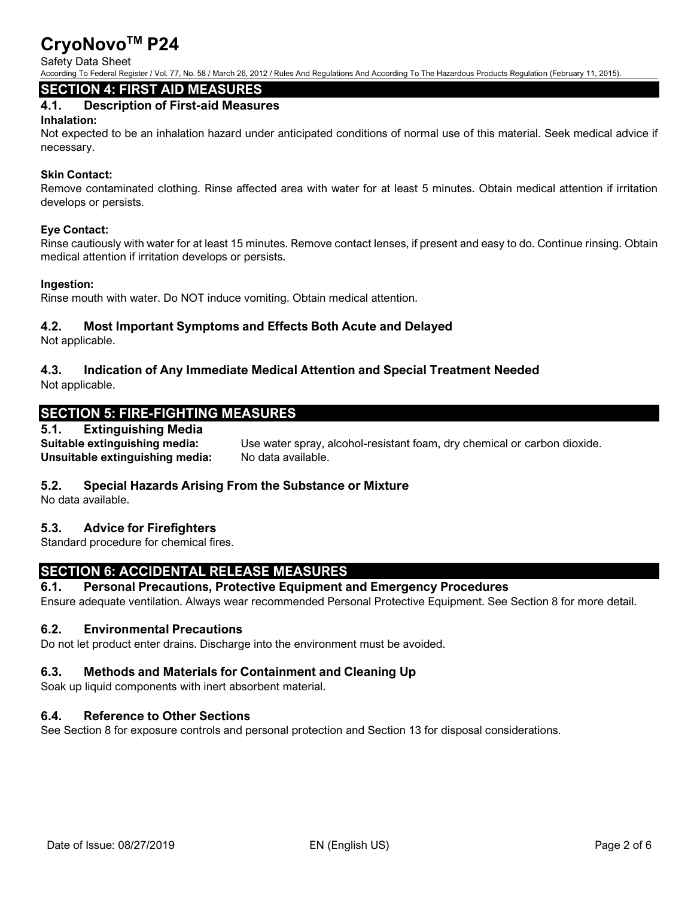## SECTION 4: FIRST AID MEASURES

### 4.1. Description of First-aid Measures

**Inhalation:**
Not expected to be an inhalation hazard under anticipated conditions of normal use of this material. Seek medical advice if necessary.

**Skin Contact:**
Remove contaminated clothing. Rinse affected area with water for at least 5 minutes. Obtain medical attention if irritation develops or persists.

**Eye Contact:**
Rinse cautiously with water for at least 15 minutes. Remove contact lenses, if present and easy to do. Continue rinsing. Obtain medical attention if irritation develops or persists.

**Ingestion:**
Rinse mouth with water. Do NOT induce vomiting. Obtain medical attention.

### 4.2. Most Important Symptoms and Effects Both Acute and Delayed

Not applicable.

### 4.3. Indication of Any Immediate Medical Attention and Special Treatment Needed

Not applicable.

## SECTION 5: FIRE-FIGHTING MEASURES

### 5.1. Extinguishing Media

**Suitable extinguishing media:** Use water spray, alcohol-resistant foam, dry chemical or carbon dioxide.

**Unsuitable extinguishing media:** No data available.

### 5.2. Special Hazards Arising From the Substance or Mixture

No data available.

### 5.3. Advice for Firefighters

Standard procedure for chemical fires.

## SECTION 6: ACCIDENTAL RELEASE MEASURES

### 6.1. Personal Precautions, Protective Equipment and Emergency Procedures

Ensure adequate ventilation. Always wear recommended Personal Protective Equipment. See Section 8 for more detail.

### 6.2. Environmental Precautions

Do not let product enter drains. Discharge into the environment must be avoided.

### 6.3. Methods and Materials for Containment and Cleaning Up

Soak up liquid components with inert absorbent material.

### 6.4. Reference to Other Sections

See Section 8 for exposure controls and personal protection and Section 13 for disposal considerations.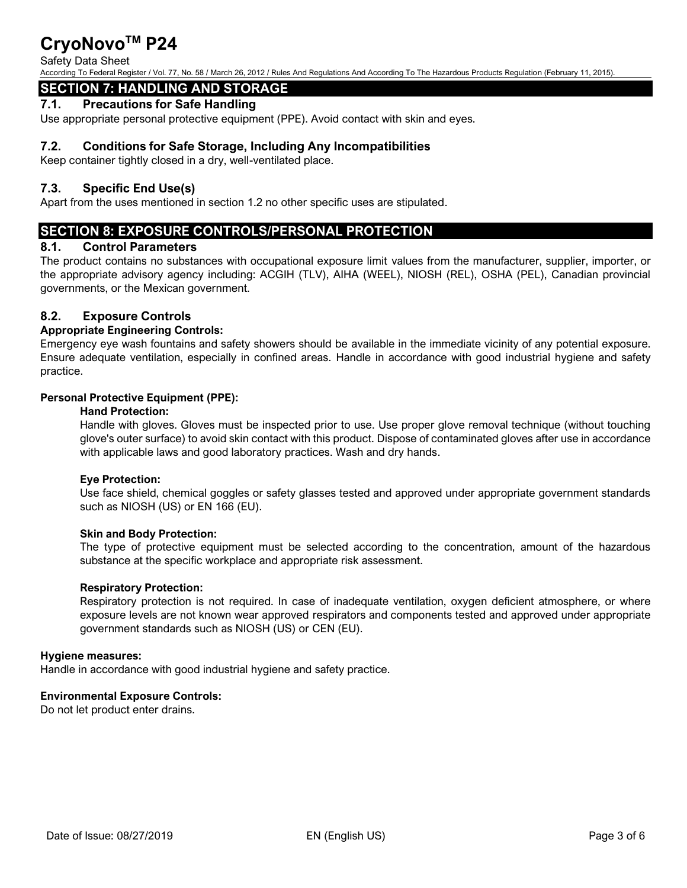## SECTION 7: HANDLING AND STORAGE

### 7.1. Precautions for Safe Handling

Use appropriate personal protective equipment (PPE). Avoid contact with skin and eyes.

### 7.2. Conditions for Safe Storage, Including Any Incompatibilities

Keep container tightly closed in a dry, well-ventilated place.

### 7.3. Specific End Use(s)

Apart from the uses mentioned in section 1.2 no other specific uses are stipulated.

## SECTION 8: EXPOSURE CONTROLS/PERSONAL PROTECTION

### 8.1. Control Parameters

The product contains no substances with occupational exposure limit values from the manufacturer, supplier, importer, or the appropriate advisory agency including: ACGIH (TLV), AIHA (WEEL), NIOSH (REL), OSHA (PEL), Canadian provincial governments, or the Mexican government.

### 8.2. Exposure Controls

**Appropriate Engineering Controls:**

Emergency eye wash fountains and safety showers should be available in the immediate vicinity of any potential exposure. Ensure adequate ventilation, especially in confined areas. Handle in accordance with good industrial hygiene and safety practice.

**Personal Protective Equipment (PPE):**

**Hand Protection:**

Handle with gloves. Gloves must be inspected prior to use. Use proper glove removal technique (without touching glove's outer surface) to avoid skin contact with this product. Dispose of contaminated gloves after use in accordance with applicable laws and good laboratory practices. Wash and dry hands.

**Eye Protection:**

Use face shield, chemical goggles or safety glasses tested and approved under appropriate government standards such as NIOSH (US) or EN 166 (EU).

**Skin and Body Protection:**

The type of protective equipment must be selected according to the concentration, amount of the hazardous substance at the specific workplace and appropriate risk assessment.

**Respiratory Protection:**

Respiratory protection is not required. In case of inadequate ventilation, oxygen deficient atmosphere, or where exposure levels are not known wear approved respirators and components tested and approved under appropriate government standards such as NIOSH (US) or CEN (EU).

**Hygiene measures:**

Handle in accordance with good industrial hygiene and safety practice.

**Environmental Exposure Controls:**

Do not let product enter drains.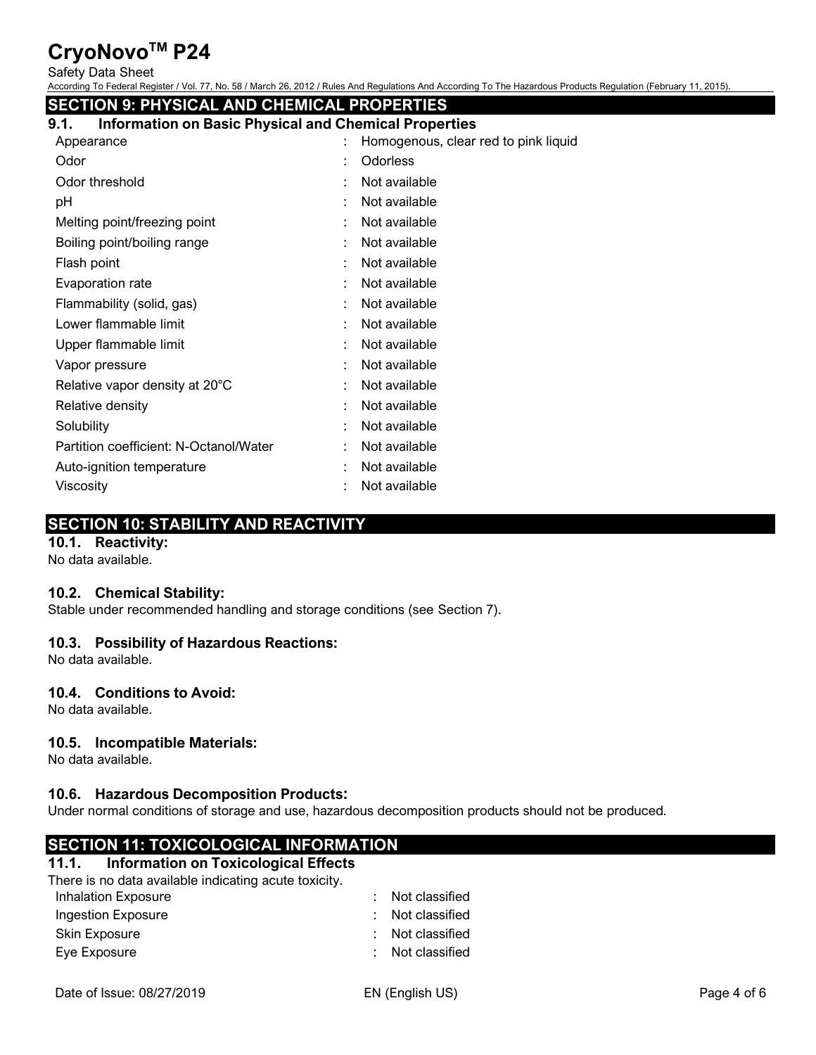## SECTION 9: PHYSICAL AND CHEMICAL PROPERTIES

### 9.1. Information on Basic Physical and Chemical Properties

| | |
|---|---|
| Appearance | : Homogenous, clear red to pink liquid |
| Odor | : Odorless |
| Odor threshold | : Not available |
| pH | : Not available |
| Melting point/freezing point | : Not available |
| Boiling point/boiling range | : Not available |
| Flash point | : Not available |
| Evaporation rate | : Not available |
| Flammability (solid, gas) | : Not available |
| Lower flammable limit | : Not available |
| Upper flammable limit | : Not available |
| Vapor pressure | : Not available |
| Relative vapor density at 20°C | : Not available |
| Relative density | : Not available |
| Solubility | : Not available |
| Partition coefficient: N-Octanol/Water | : Not available |
| Auto-ignition temperature | : Not available |
| Viscosity | : Not available |

## SECTION 10: STABILITY AND REACTIVITY

### 10.1. Reactivity:

No data available.

### 10.2. Chemical Stability:

Stable under recommended handling and storage conditions (see Section 7).

### 10.3. Possibility of Hazardous Reactions:

No data available.

### 10.4. Conditions to Avoid:

No data available.

### 10.5. Incompatible Materials:

No data available.

### 10.6. Hazardous Decomposition Products:

Under normal conditions of storage and use, hazardous decomposition products should not be produced.

## SECTION 11: TOXICOLOGICAL INFORMATION

### 11.1. Information on Toxicological Effects

There is no data available indicating acute toxicity.

| | |
|---|---|
| Inhalation Exposure | : Not classified |
| Ingestion Exposure | : Not classified |
| Skin Exposure | : Not classified |
| Eye Exposure | : Not classified |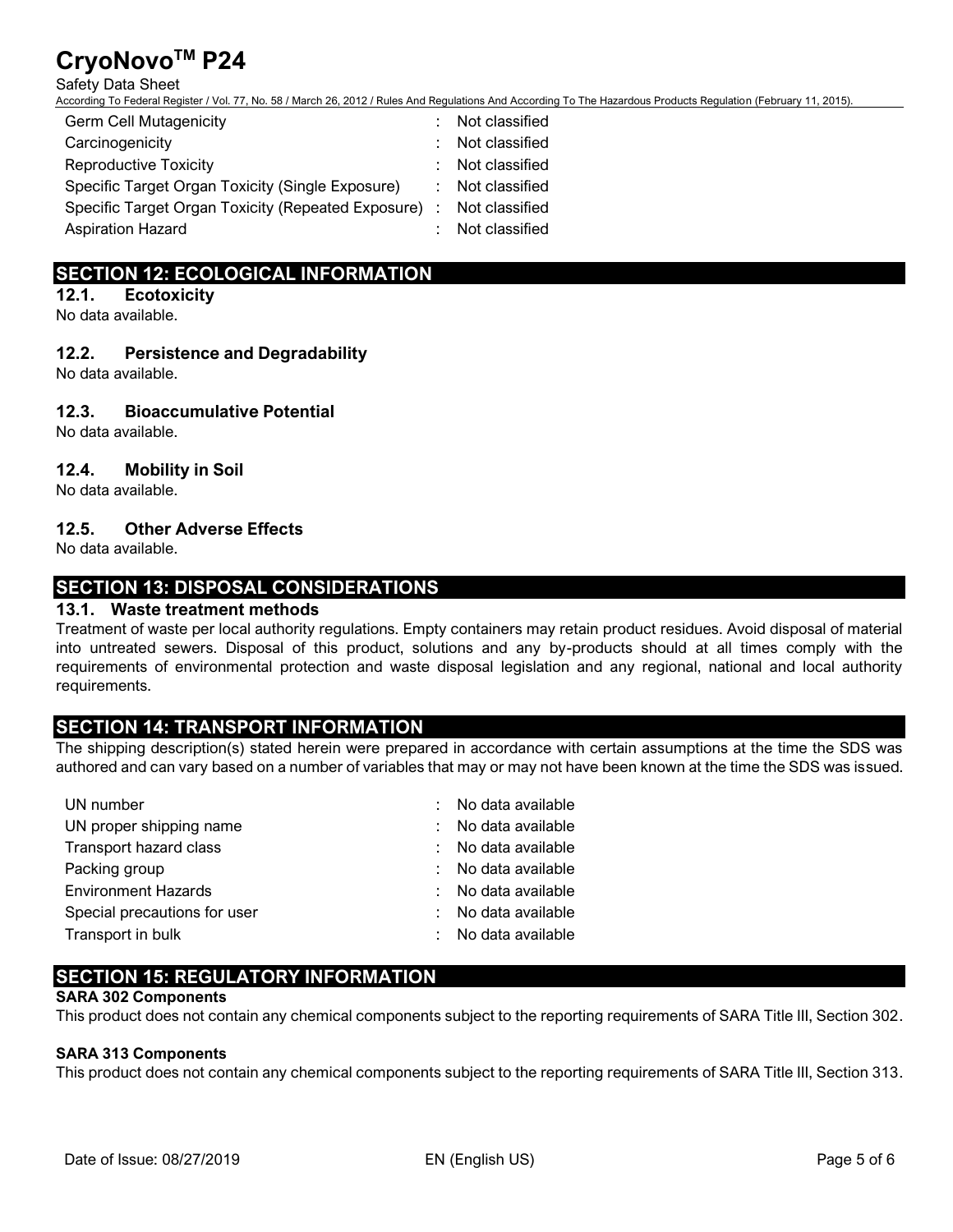| | | |
|---|---|---|
| Germ Cell Mutagenicity | : | Not classified |
| Carcinogenicity | : | Not classified |
| Reproductive Toxicity | : | Not classified |
| Specific Target Organ Toxicity (Single Exposure) | : | Not classified |
| Specific Target Organ Toxicity (Repeated Exposure) | : | Not classified |
| Aspiration Hazard | : | Not classified |

## SECTION 12: ECOLOGICAL INFORMATION

### 12.1. Ecotoxicity

No data available.

### 12.2. Persistence and Degradability

No data available.

### 12.3. Bioaccumulative Potential

No data available.

### 12.4. Mobility in Soil

No data available.

### 12.5. Other Adverse Effects

No data available.

## SECTION 13: DISPOSAL CONSIDERATIONS

### 13.1. Waste treatment methods

Treatment of waste per local authority regulations. Empty containers may retain product residues. Avoid disposal of material into untreated sewers. Disposal of this product, solutions and any by-products should at all times comply with the requirements of environmental protection and waste disposal legislation and any regional, national and local authority requirements.

## SECTION 14: TRANSPORT INFORMATION

The shipping description(s) stated herein were prepared in accordance with certain assumptions at the time the SDS was authored and can vary based on a number of variables that may or may not have been known at the time the SDS was issued.

| | | |
|---|---|---|
| UN number | : | No data available |
| UN proper shipping name | : | No data available |
| Transport hazard class | : | No data available |
| Packing group | : | No data available |
| Environment Hazards | : | No data available |
| Special precautions for user | : | No data available |
| Transport in bulk | : | No data available |

## SECTION 15: REGULATORY INFORMATION

**SARA 302 Components**

This product does not contain any chemical components subject to the reporting requirements of SARA Title III, Section 302.

**SARA 313 Components**

This product does not contain any chemical components subject to the reporting requirements of SARA Title III, Section 313.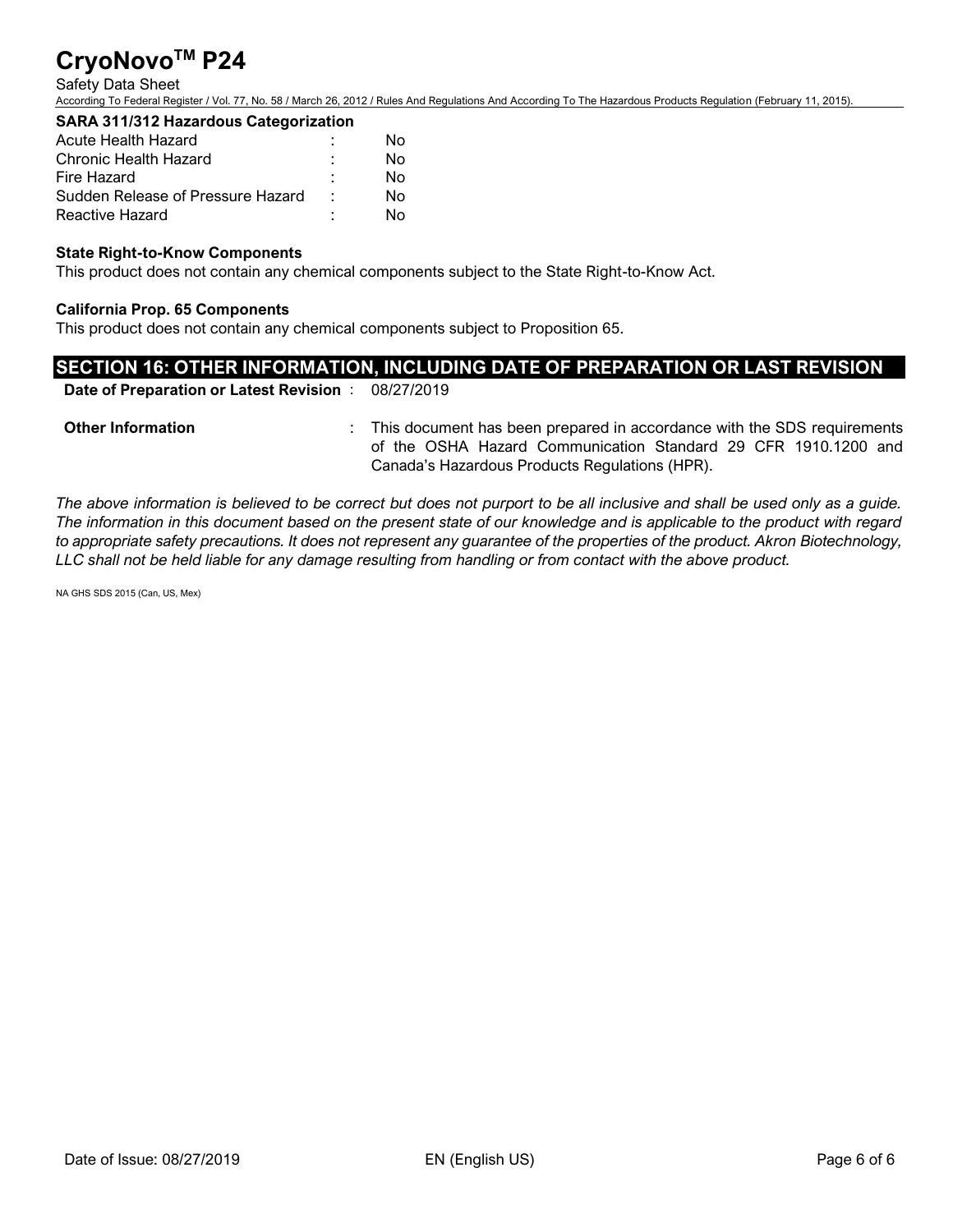**SARA 311/312 Hazardous Categorization**

| | | |
|---|---|---|
| Acute Health Hazard | : | No |
| Chronic Health Hazard | : | No |
| Fire Hazard | : | No |
| Sudden Release of Pressure Hazard | : | No |
| Reactive Hazard | : | No |

**State Right-to-Know Components**

This product does not contain any chemical components subject to the State Right-to-Know Act.

**California Prop. 65 Components**

This product does not contain any chemical components subject to Proposition 65.

## SECTION 16: OTHER INFORMATION, INCLUDING DATE OF PREPARATION OR LAST REVISION

**Date of Preparation or Latest Revision** : 08/27/2019

**Other Information** : This document has been prepared in accordance with the SDS requirements of the OSHA Hazard Communication Standard 29 CFR 1910.1200 and Canada's Hazardous Products Regulations (HPR).

*The above information is believed to be correct but does not purport to be all inclusive and shall be used only as a guide. The information in this document based on the present state of our knowledge and is applicable to the product with regard to appropriate safety precautions. It does not represent any guarantee of the properties of the product. Akron Biotechnology, LLC shall not be held liable for any damage resulting from handling or from contact with the above product.*

NA GHS SDS 2015 (Can, US, Mex)